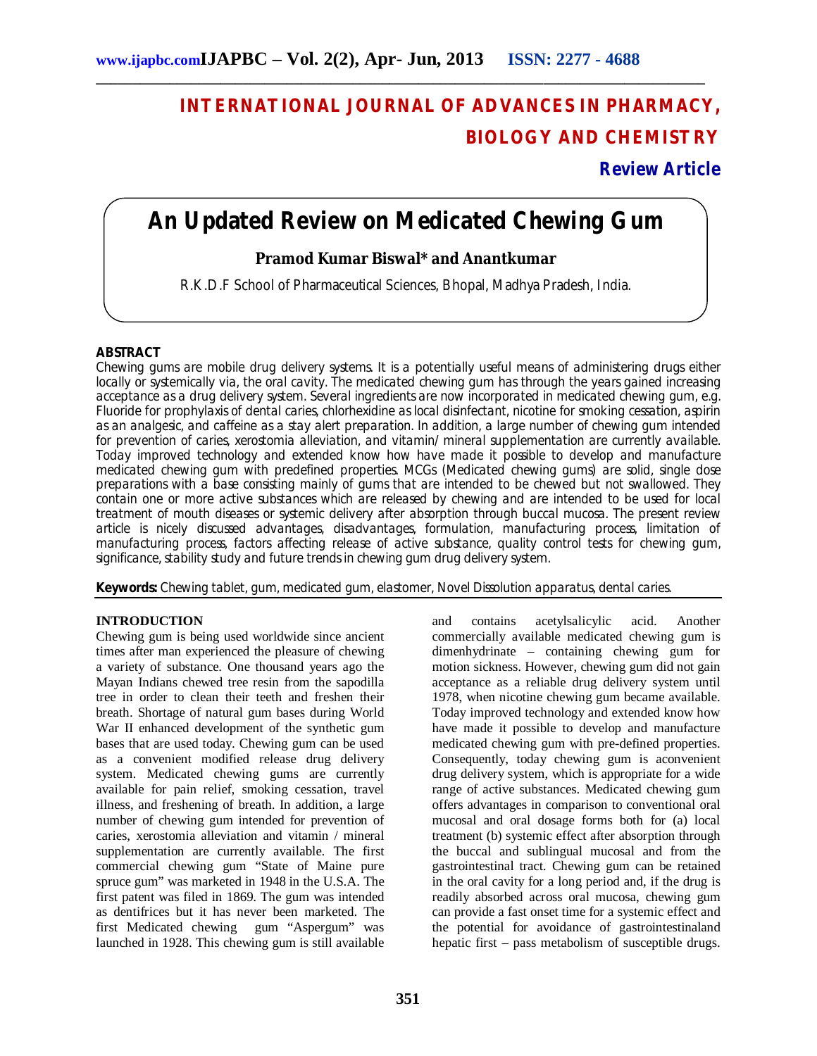# INTERNATIONAL JOURNAL OF ADVANCES IN PHARMACY, BIOLOGY AND CHEMISTRY

**Review Article**

# An Updated Review on Medicated Chewing Gum

**Pramod Kumar Biswal* and Anantkumar**

R.K.D.F School of Pharmaceutical Sciences, Bhopal, Madhya Pradesh, India.

## ABSTRACT

Chewing gums are mobile drug delivery systems. It is a potentially useful means of administering drugs either locally or systemically via, the oral cavity. The medicated chewing gum has through the years gained increasing acceptance as a drug delivery system. Several ingredients are now incorporated in medicated chewing gum, e.g. Fluoride for prophylaxis of dental caries, chlorhexidine as local disinfectant, nicotine for smoking cessation, aspirin as an analgesic, and caffeine as a stay alert preparation. In addition, a large number of chewing gum intended for prevention of caries, xerostomia alleviation, and vitamin/ mineral supplementation are currently available. Today improved technology and extended know how have made it possible to develop and manufacture medicated chewing gum with predefined properties. MCGs (Medicated chewing gums) are solid, single dose preparations with a base consisting mainly of gums that are intended to be chewed but not swallowed. They contain one or more active substances which are released by chewing and are intended to be used for local treatment of mouth diseases or systemic delivery after absorption through buccal mucosa. The present review article is nicely discussed advantages, disadvantages, formulation, manufacturing process, limitation of manufacturing process, factors affecting release of active substance, quality control tests for chewing gum, significance, stability study and future trends in chewing gum drug delivery system.

**Keywords:** Chewing tablet, gum, medicated gum, elastomer, Novel Dissolution apparatus, dental caries.

## INTRODUCTION

Chewing gum is being used worldwide since ancient times after man experienced the pleasure of chewing a variety of substance. One thousand years ago the Mayan Indians chewed tree resin from the sapodilla tree in order to clean their teeth and freshen their breath. Shortage of natural gum bases during World War II enhanced development of the synthetic gum bases that are used today. Chewing gum can be used as a convenient modified release drug delivery system. Medicated chewing gums are currently available for pain relief, smoking cessation, travel illness, and freshening of breath. In addition, a large number of chewing gum intended for prevention of caries, xerostomia alleviation and vitamin / mineral supplementation are currently available. The first commercial chewing gum "State of Maine pure spruce gum" was marketed in 1948 in the U.S.A. The first patent was filed in 1869. The gum was intended as dentifrices but it has never been marketed. The first Medicated chewing gum "Aspergum" was launched in 1928. This chewing gum is still available and contains acetylsalicylic acid. Another commercially available medicated chewing gum is dimenhydrinate – containing chewing gum for motion sickness. However, chewing gum did not gain acceptance as a reliable drug delivery system until 1978, when nicotine chewing gum became available. Today improved technology and extended know how have made it possible to develop and manufacture medicated chewing gum with pre-defined properties. Consequently, today chewing gum is aconvenient drug delivery system, which is appropriate for a wide range of active substances. Medicated chewing gum offers advantages in comparison to conventional oral mucosal and oral dosage forms both for (a) local treatment (b) systemic effect after absorption through the buccal and sublingual mucosal and from the gastrointestinal tract. Chewing gum can be retained in the oral cavity for a long period and, if the drug is readily absorbed across oral mucosa, chewing gum can provide a fast onset time for a systemic effect and the potential for avoidance of gastrointestinaland hepatic first – pass metabolism of susceptible drugs.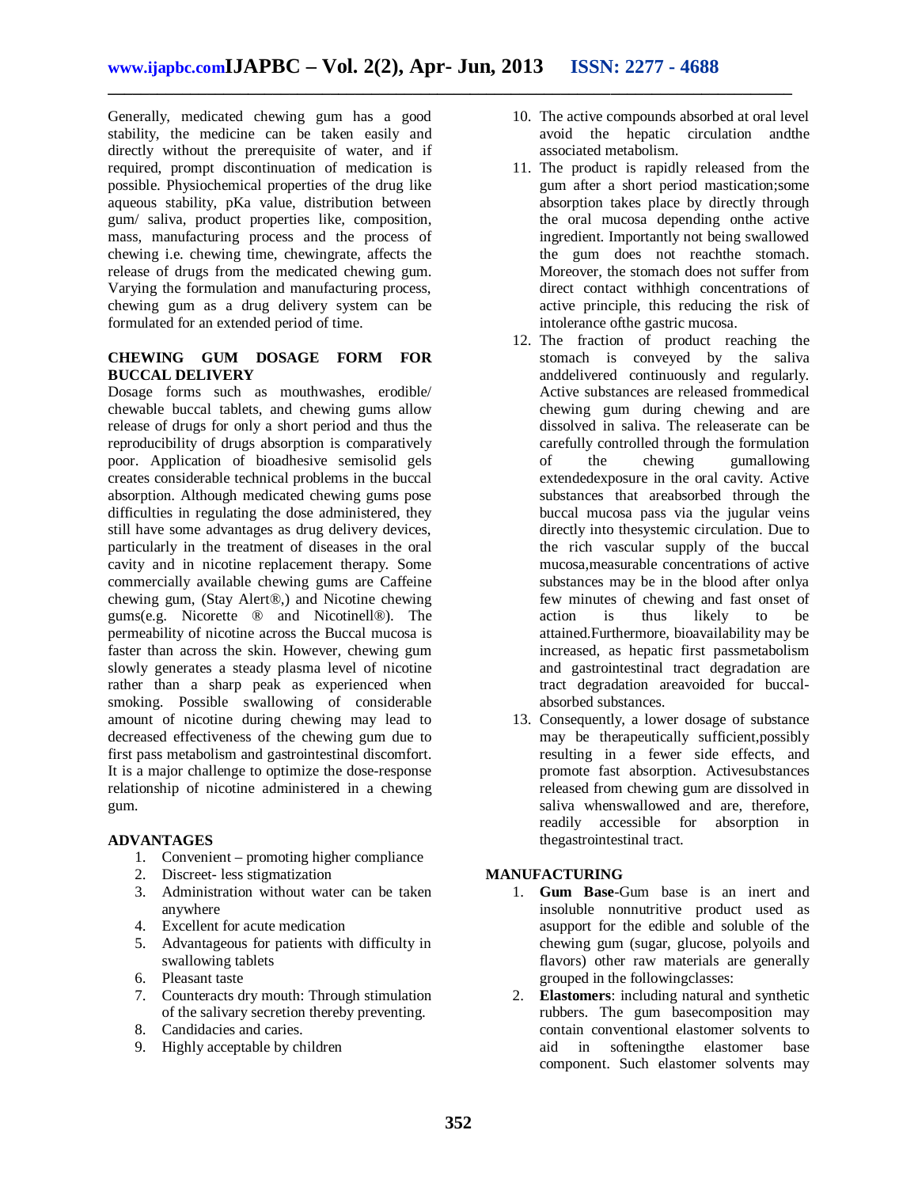Generally, medicated chewing gum has a good stability, the medicine can be taken easily and directly without the prerequisite of water, and if required, prompt discontinuation of medication is possible. Physiochemical properties of the drug like aqueous stability, pKa value, distribution between gum/ saliva, product properties like, composition, mass, manufacturing process and the process of chewing i.e. chewing time, chewingrate, affects the release of drugs from the medicated chewing gum. Varying the formulation and manufacturing process, chewing gum as a drug delivery system can be formulated for an extended period of time.

## CHEWING GUM DOSAGE FORM FOR BUCCAL DELIVERY

Dosage forms such as mouthwashes, erodible/ chewable buccal tablets, and chewing gums allow release of drugs for only a short period and thus the reproducibility of drugs absorption is comparatively poor. Application of bioadhesive semisolid gels creates considerable technical problems in the buccal absorption. Although medicated chewing gums pose difficulties in regulating the dose administered, they still have some advantages as drug delivery devices, particularly in the treatment of diseases in the oral cavity and in nicotine replacement therapy. Some commercially available chewing gums are Caffeine chewing gum, (Stay Alert®,) and Nicotine chewing gums(e.g. Nicorette ® and Nicotinell®). The permeability of nicotine across the Buccal mucosa is faster than across the skin. However, chewing gum slowly generates a steady plasma level of nicotine rather than a sharp peak as experienced when smoking. Possible swallowing of considerable amount of nicotine during chewing may lead to decreased effectiveness of the chewing gum due to first pass metabolism and gastrointestinal discomfort. It is a major challenge to optimize the dose-response relationship of nicotine administered in a chewing gum.

## ADVANTAGES

1. Convenient – promoting higher compliance
2. Discreet- less stigmatization
3. Administration without water can be taken anywhere
4. Excellent for acute medication
5. Advantageous for patients with difficulty in swallowing tablets
6. Pleasant taste
7. Counteracts dry mouth: Through stimulation of the salivary secretion thereby preventing.
8. Candidacies and caries.
9. Highly acceptable by children
10. The active compounds absorbed at oral level avoid the hepatic circulation andthe associated metabolism.
11. The product is rapidly released from the gum after a short period mastication;some absorption takes place by directly through the oral mucosa depending onthe active ingredient. Importantly not being swallowed the gum does not reachthe stomach. Moreover, the stomach does not suffer from direct contact withhigh concentrations of active principle, this reducing the risk of intolerance ofthe gastric mucosa.
12. The fraction of product reaching the stomach is conveyed by the saliva anddelivered continuously and regularly. Active substances are released frommedical chewing gum during chewing and are dissolved in saliva. The releaserate can be carefully controlled through the formulation of the chewing gumallowing extendedexposure in the oral cavity. Active substances that areabsorbed through the buccal mucosa pass via the jugular veins directly into thesystemic circulation. Due to the rich vascular supply of the buccal mucosa,measurable concentrations of active substances may be in the blood after onlya few minutes of chewing and fast onset of action is thus likely to be attained.Furthermore, bioavailability may be increased, as hepatic first passmetabolism and gastrointestinal tract degradation are tract degradation areavoided for buccal-absorbed substances.
13. Consequently, a lower dosage of substance may be therapeutically sufficient,possibly resulting in a fewer side effects, and promote fast absorption. Activesubstances released from chewing gum are dissolved in saliva whenswallowed and are, therefore, readily accessible for absorption in thegastrointestinal tract.

## MANUFACTURING

1. **Gum Base**-Gum base is an inert and insoluble nonnutritive product used as asupport for the edible and soluble of the chewing gum (sugar, glucose, polyoils and flavors) other raw materials are generally grouped in the followingclasses:
2. **Elastomers**: including natural and synthetic rubbers. The gum basecomposition may contain conventional elastomer solvents to aid in softeningthe elastomer base component. Such elastomer solvents may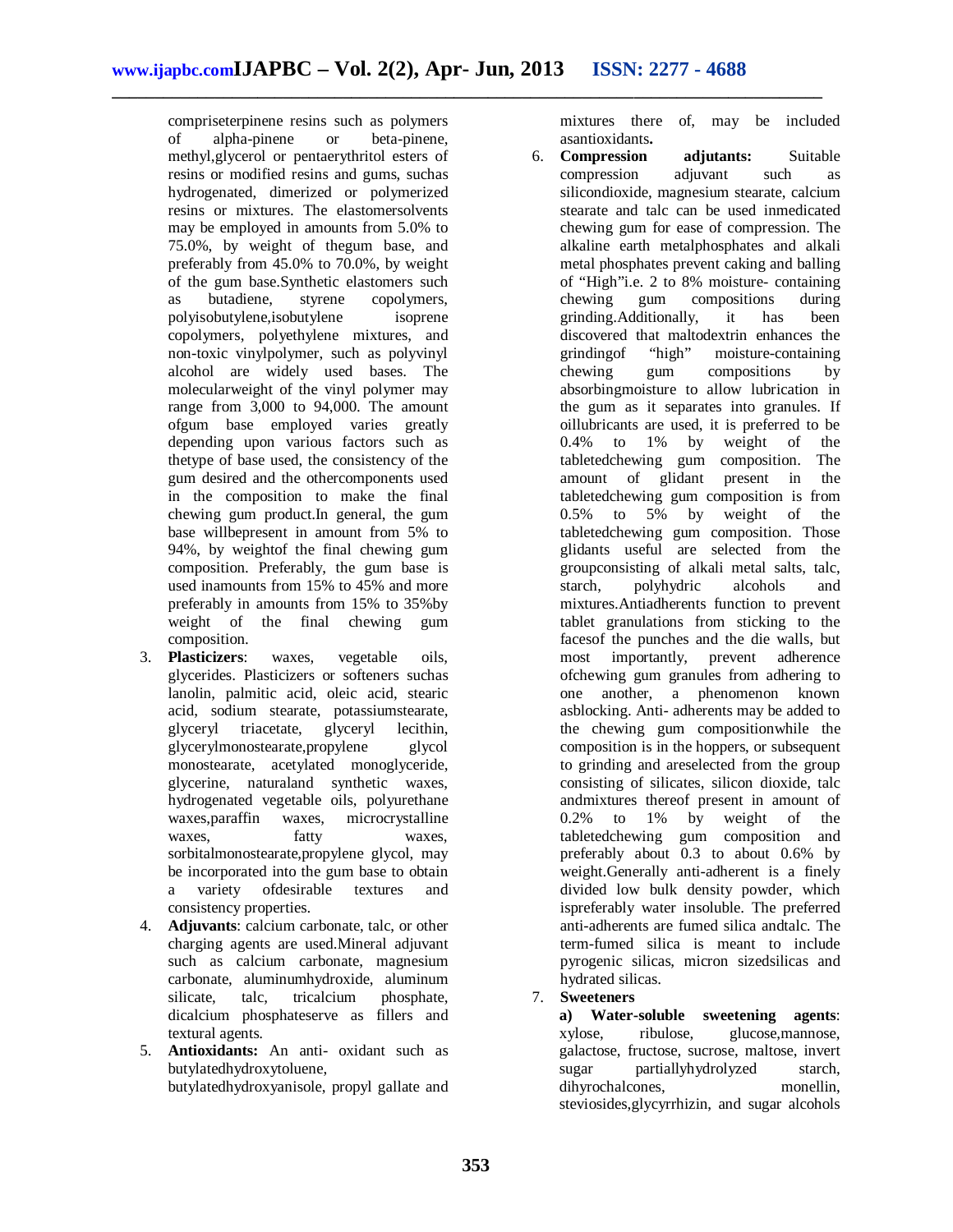compriseterpinene resins such as polymers of alpha-pinene or beta-pinene, methyl,glycerol or pentaerythritol esters of resins or modified resins and gums, suchas hydrogenated, dimerized or polymerized resins or mixtures. The elastomersolvents may be employed in amounts from 5.0% to 75.0%, by weight of thegum base, and preferably from 45.0% to 70.0%, by weight of the gum base.Synthetic elastomers such as butadiene, styrene copolymers, polyisobutylene,isobutylene isoprene copolymers, polyethylene mixtures, and non-toxic vinylpolymer, such as polyvinyl alcohol are widely used bases. The molecularweight of the vinyl polymer may range from 3,000 to 94,000. The amount ofgum base employed varies greatly depending upon various factors such as thetype of base used, the consistency of the gum desired and the othercomponents used in the composition to make the final chewing gum product.In general, the gum base willbepresent in amount from 5% to 94%, by weightof the final chewing gum composition. Preferably, the gum base is used inamounts from 15% to 45% and more preferably in amounts from 15% to 35%by weight of the final chewing gum composition.

3. **Plasticizers**: waxes, vegetable oils, glycerides. Plasticizers or softeners suchas lanolin, palmitic acid, oleic acid, stearic acid, sodium stearate, potassiumstearate, glyceryl triacetate, glyceryl lecithin, glycerylmonostearate,propylene glycol monostearate, acetylated monoglyceride, glycerine, naturaland synthetic waxes, hydrogenated vegetable oils, polyurethane waxes,paraffin waxes, microcrystalline waxes, fatty waxes, sorbitalmonostearate,propylene glycol, may be incorporated into the gum base to obtain a variety ofdesirable textures and consistency properties.
4. **Adjuvants**: calcium carbonate, talc, or other charging agents are used.Mineral adjuvant such as calcium carbonate, magnesium carbonate, aluminumhydroxide, aluminum silicate, talc, tricalcium phosphate, dicalcium phosphateserve as fillers and textural agents.
5. **Antioxidants:** An anti- oxidant such as butylatedhydroxytoluene, butylatedhydroxyanisole, propyl gallate and mixtures there of, may be included asantioxidants**.**
6. **Compression adjutants:** Suitable compression adjuvant such as silicondioxide, magnesium stearate, calcium stearate and talc can be used inmedicated chewing gum for ease of compression. The alkaline earth metalphosphates and alkali metal phosphates prevent caking and balling of "High"i.e. 2 to 8% moisture- containing chewing gum compositions during grinding.Additionally, it has been discovered that maltodextrin enhances the grindingof "high" moisture-containing chewing gum compositions by absorbingmoisture to allow lubrication in the gum as it separates into granules. If oillubricants are used, it is preferred to be 0.4% to 1% by weight of the tabletedchewing gum composition. The amount of glidant present in the tabletedchewing gum composition is from 0.5% to 5% by weight of the tabletedchewing gum composition. Those glidants useful are selected from the groupconsisting of alkali metal salts, talc, starch, polyhydric alcohols and mixtures.Antiadherents function to prevent tablet granulations from sticking to the facesof the punches and the die walls, but most importantly, prevent adherence ofchewing gum granules from adhering to one another, a phenomenon known asblocking. Anti- adherents may be added to the chewing gum compositionwhile the composition is in the hoppers, or subsequent to grinding and areselected from the group consisting of silicates, silicon dioxide, talc andmixtures thereof present in amount of 0.2% to 1% by weight of the tabletedchewing gum composition and preferably about 0.3 to about 0.6% by weight.Generally anti-adherent is a finely divided low bulk density powder, which ispreferably water insoluble. The preferred anti-adherents are fumed silica andtalc. The term-fumed silica is meant to include pyrogenic silicas, micron sizedsilicas and hydrated silicas.
7. **Sweeteners**

   **a) Water-soluble sweetening agents**: xylose, ribulose, glucose,mannose, galactose, fructose, sucrose, maltose, invert sugar partiallyhydrolyzed starch, dihyrochalcones, monellin, steviosides,glycyrrhizin, and sugar alcohols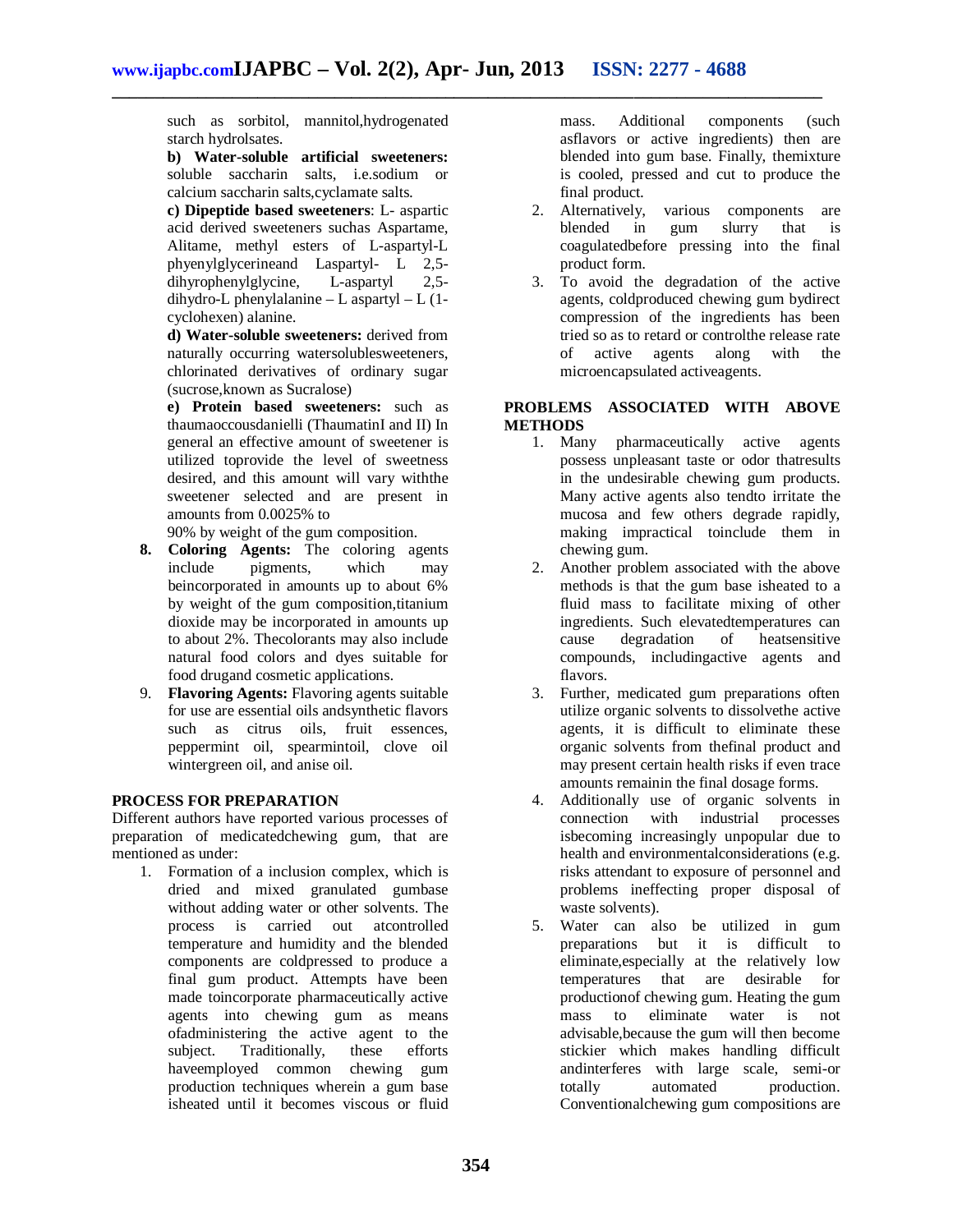such as sorbitol, mannitol,hydrogenated starch hydrolsates.

**b) Water-soluble artificial sweeteners:** soluble saccharin salts, i.e.sodium or calcium saccharin salts,cyclamate salts.

**c) Dipeptide based sweeteners**: L- aspartic acid derived sweeteners suchas Aspartame, Alitame, methyl esters of L-aspartyl-L phyenylglycerineand Laspartyl- L 2,5-dihyrophenylglycine, L-aspartyl 2,5-dihydro-L phenylalanine – L aspartyl – L (1-cyclohexen) alanine.

**d) Water-soluble sweeteners:** derived from naturally occurring watersolublesweeteners, chlorinated derivatives of ordinary sugar (sucrose,known as Sucralose)

**e) Protein based sweeteners:** such as thaumaoccousdanielli (ThaumatinI and II) In general an effective amount of sweetener is utilized toprovide the level of sweetness desired, and this amount will vary withthe sweetener selected and are present in amounts from 0.0025% to 90% by weight of the gum composition.

8. **Coloring Agents:** The coloring agents include pigments, which may beincorporated in amounts up to about 6% by weight of the gum composition,titanium dioxide may be incorporated in amounts up to about 2%. Thecolorants may also include natural food colors and dyes suitable for food drugand cosmetic applications.
9. **Flavoring Agents:** Flavoring agents suitable for use are essential oils andsynthetic flavors such as citrus oils, fruit essences, peppermint oil, spearmintoil, clove oil wintergreen oil, and anise oil.

## PROCESS FOR PREPARATION

Different authors have reported various processes of preparation of medicatedchewing gum, that are mentioned as under:

1. Formation of a inclusion complex, which is dried and mixed granulated gumbase without adding water or other solvents. The process is carried out atcontrolled temperature and humidity and the blended components are coldpressed to produce a final gum product. Attempts have been made toincorporate pharmaceutically active agents into chewing gum as means ofadministering the active agent to the subject. Traditionally, these efforts haveemployed common chewing gum production techniques wherein a gum base isheated until it becomes viscous or fluid mass. Additional components (such asflavors or active ingredients) then are blended into gum base. Finally, themixture is cooled, pressed and cut to produce the final product.
2. Alternatively, various components are blended in gum slurry that is coagulatedbefore pressing into the final product form.
3. To avoid the degradation of the active agents, coldproduced chewing gum bydirect compression of the ingredients has been tried so as to retard or controlthe release rate of active agents along with the microencapsulated activeagents.

## PROBLEMS ASSOCIATED WITH ABOVE METHODS

1. Many pharmaceutically active agents possess unpleasant taste or odor thatresults in the undesirable chewing gum products. Many active agents also tendto irritate the mucosa and few others degrade rapidly, making impractical toinclude them in chewing gum.
2. Another problem associated with the above methods is that the gum base isheated to a fluid mass to facilitate mixing of other ingredients. Such elevatedtemperatures can cause degradation of heatsensitive compounds, includingactive agents and flavors.
3. Further, medicated gum preparations often utilize organic solvents to dissolvethe active agents, it is difficult to eliminate these organic solvents from thefinal product and may present certain health risks if even trace amounts remainin the final dosage forms.
4. Additionally use of organic solvents in connection with industrial processes isbecoming increasingly unpopular due to health and environmentalconsiderations (e.g. risks attendant to exposure of personnel and problems ineffecting proper disposal of waste solvents).
5. Water can also be utilized in gum preparations but it is difficult to eliminate,especially at the relatively low temperatures that are desirable for productionof chewing gum. Heating the gum mass to eliminate water is not advisable,because the gum will then become stickier which makes handling difficult andinterferes with large scale, semi-or totally automated production. Conventionalchewing gum compositions are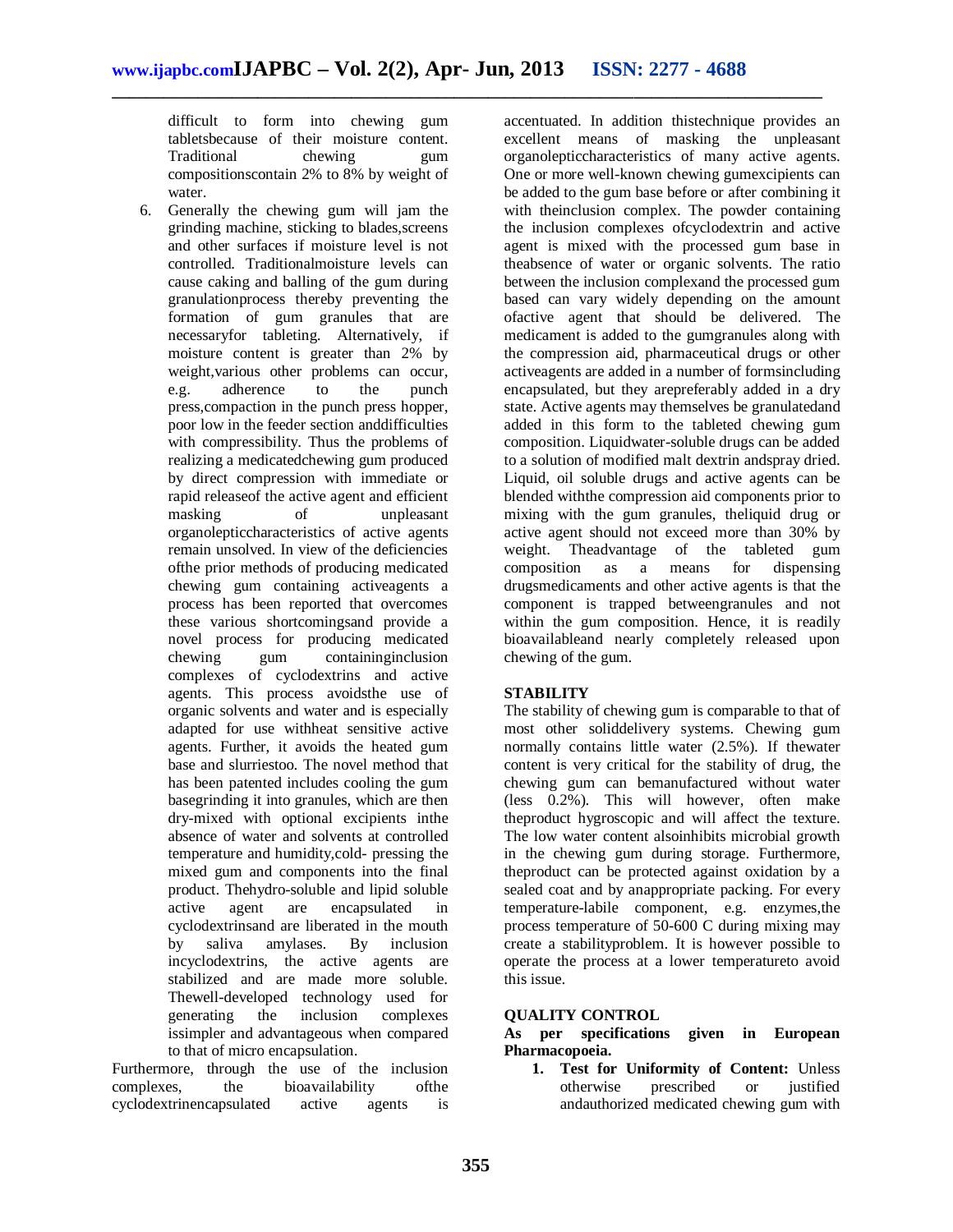difficult to form into chewing gum tabletsbecause of their moisture content. Traditional chewing gum compositionscontain 2% to 8% by weight of water.

6. Generally the chewing gum will jam the grinding machine, sticking to blades,screens and other surfaces if moisture level is not controlled. Traditionalmoisture levels can cause caking and balling of the gum during granulationprocess thereby preventing the formation of gum granules that are necessaryfor tableting. Alternatively, if moisture content is greater than 2% by weight,various other problems can occur, e.g. adherence to the punch press,compaction in the punch press hopper, poor low in the feeder section anddifficulties with compressibility. Thus the problems of realizing a medicatedchewing gum produced by direct compression with immediate or rapid releaseof the active agent and efficient masking of unpleasant organolepticcharacteristics of active agents remain unsolved. In view of the deficiencies ofthe prior methods of producing medicated chewing gum containing activeagents a process has been reported that overcomes these various shortcomingsand provide a novel process for producing medicated chewing gum containinginclusion complexes of cyclodextrins and active agents. This process avoidsthe use of organic solvents and water and is especially adapted for use withheat sensitive active agents. Further, it avoids the heated gum base and slurriestoo. The novel method that has been patented includes cooling the gum basegrinding it into granules, which are then dry-mixed with optional excipients inthe absence of water and solvents at controlled temperature and humidity,cold- pressing the mixed gum and components into the final product. Thehydro-soluble and lipid soluble active agent are encapsulated in cyclodextrinsand are liberated in the mouth by saliva amylases. By inclusion incyclodextrins, the active agents are stabilized and are made more soluble. Thewell-developed technology used for generating the inclusion complexes issimpler and advantageous when compared to that of micro encapsulation.

Furthermore, through the use of the inclusion complexes, the bioavailability ofthe cyclodextrinencapsulated active agents is accentuated. In addition thistechnique provides an excellent means of masking the unpleasant organolepticcharacteristics of many active agents. One or more well-known chewing gumexcipients can be added to the gum base before or after combining it with theinclusion complex. The powder containing the inclusion complexes ofcyclodextrin and active agent is mixed with the processed gum base in theabsence of water or organic solvents. The ratio between the inclusion complexand the processed gum based can vary widely depending on the amount ofactive agent that should be delivered. The medicament is added to the gumgranules along with the compression aid, pharmaceutical drugs or other activeagents are added in a number of formsincluding encapsulated, but they arepreferably added in a dry state. Active agents may themselves be granulatedand added in this form to the tableted chewing gum composition. Liquidwater-soluble drugs can be added to a solution of modified malt dextrin andspray dried. Liquid, oil soluble drugs and active agents can be blended withthe compression aid components prior to mixing with the gum granules, theliquid drug or active agent should not exceed more than 30% by weight. Theadvantage of the tableted gum composition as a means for dispensing drugsmedicaments and other active agents is that the component is trapped betweengranules and not within the gum composition. Hence, it is readily bioavailableand nearly completely released upon chewing of the gum.

## STABILITY

The stability of chewing gum is comparable to that of most other soliddelivery systems. Chewing gum normally contains little water (2.5%). If thewater content is very critical for the stability of drug, the chewing gum can bemanufactured without water (less 0.2%). This will however, often make theproduct hygroscopic and will affect the texture. The low water content alsoinhibits microbial growth in the chewing gum during storage. Furthermore, theproduct can be protected against oxidation by a sealed coat and by anappropriate packing. For every temperature-labile component, e.g. enzymes,the process temperature of 50-600 C during mixing may create a stabilityproblem. It is however possible to operate the process at a lower temperatureto avoid this issue.

## QUALITY CONTROL

**As per specifications given in European Pharmacopoeia.**

1. **Test for Uniformity of Content:** Unless otherwise prescribed or justified andauthorized medicated chewing gum with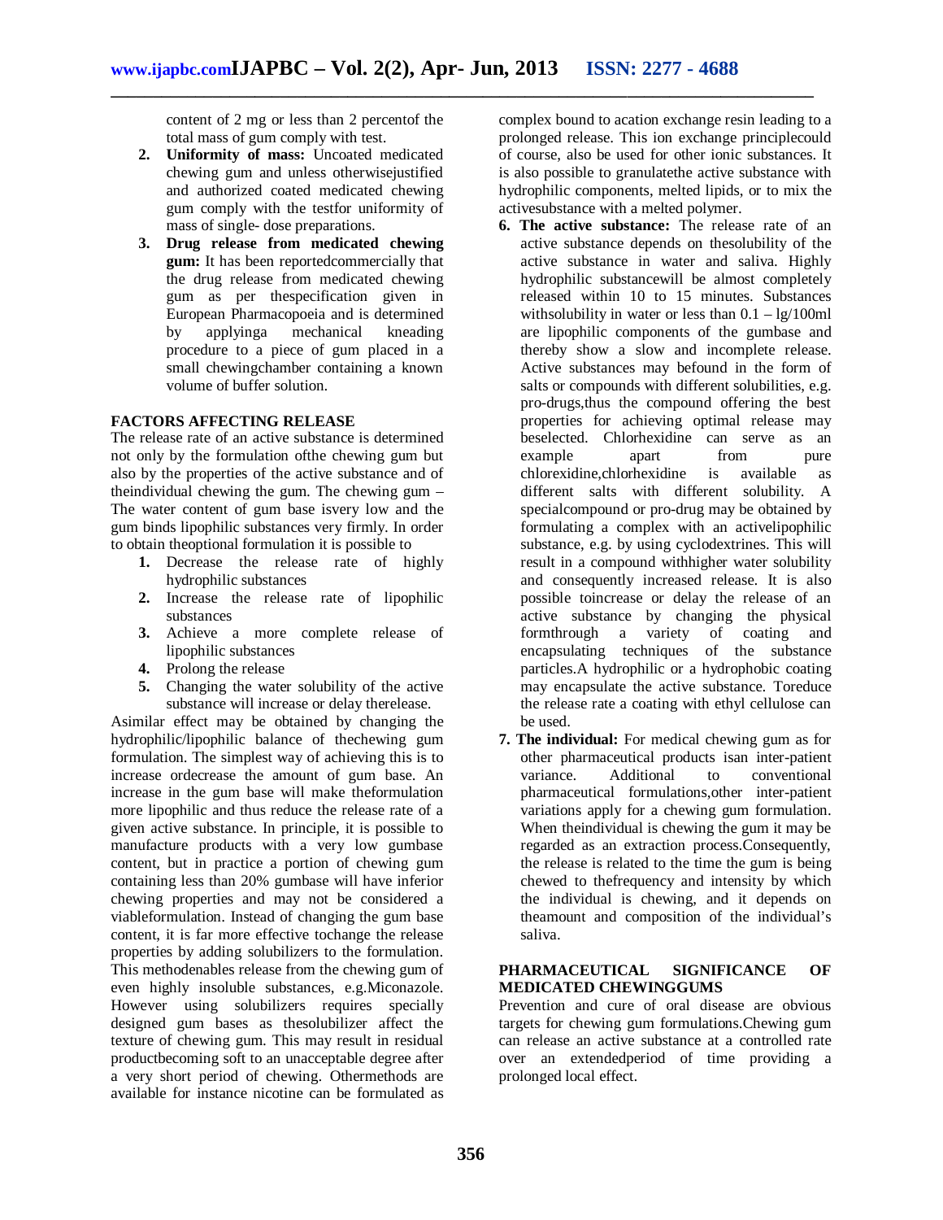content of 2 mg or less than 2 percentof the total mass of gum comply with test.

2. **Uniformity of mass:** Uncoated medicated chewing gum and unless otherwisejustified and authorized coated medicated chewing gum comply with the testfor uniformity of mass of single- dose preparations.
3. **Drug release from medicated chewing gum:** It has been reportedcommercially that the drug release from medicated chewing gum as per thespecification given in European Pharmacopoeia and is determined by applyinga mechanical kneading procedure to a piece of gum placed in a small chewingchamber containing a known volume of buffer solution.

**FACTORS AFFECTING RELEASE**

The release rate of an active substance is determined not only by the formulation ofthe chewing gum but also by the properties of the active substance and of theindividual chewing the gum. The chewing gum – The water content of gum base isvery low and the gum binds lipophilic substances very firmly. In order to obtain theoptional formulation it is possible to

1. Decrease the release rate of highly hydrophilic substances
2. Increase the release rate of lipophilic substances
3. Achieve a more complete release of lipophilic substances
4. Prolong the release
5. Changing the water solubility of the active substance will increase or delay therelease.

Asimilar effect may be obtained by changing the hydrophilic/lipophilic balance of thechewing gum formulation. The simplest way of achieving this is to increase ordecrease the amount of gum base. An increase in the gum base will make theformulation more lipophilic and thus reduce the release rate of a given active substance. In principle, it is possible to manufacture products with a very low gumbase content, but in practice a portion of chewing gum containing less than 20% gumbase will have inferior chewing properties and may not be considered a viableformulation. Instead of changing the gum base content, it is far more effective tochange the release properties by adding solubilizers to the formulation. This methodenables release from the chewing gum of even highly insoluble substances, e.g.Miconazole. However using solubilizers requires specially designed gum bases as thesolubilizer affect the texture of chewing gum. This may result in residual productbecoming soft to an unacceptable degree after a very short period of chewing. Othermethods are available for instance nicotine can be formulated as complex bound to acation exchange resin leading to a prolonged release. This ion exchange principlecould of course, also be used for other ionic substances. It is also possible to granulatethe active substance with hydrophilic components, melted lipids, or to mix the activesubstance with a melted polymer.

6. **The active substance:** The release rate of an active substance depends on thesolubility of the active substance in water and saliva. Highly hydrophilic substancewill be almost completely released within 10 to 15 minutes. Substances withsolubility in water or less than 0.1 – lg/100ml are lipophilic components of the gumbase and thereby show a slow and incomplete release. Active substances may befound in the form of salts or compounds with different solubilities, e.g. pro-drugs,thus the compound offering the best properties for achieving optimal release may beselected. Chlorhexidine can serve as an example apart from pure chlorexidine,chlorhexidine is available as different salts with different solubility. A specialcompound or pro-drug may be obtained by formulating a complex with an activelipophilic substance, e.g. by using cyclodextrines. This will result in a compound withhigher water solubility and consequently increased release. It is also possible toincrease or delay the release of an active substance by changing the physical formthrough a variety of coating and encapsulating techniques of the substance particles.A hydrophilic or a hydrophobic coating may encapsulate the active substance. Toreduce the release rate a coating with ethyl cellulose can be used.
7. **The individual:** For medical chewing gum as for other pharmaceutical products isan inter-patient variance. Additional to conventional pharmaceutical formulations,other inter-patient variations apply for a chewing gum formulation. When theindividual is chewing the gum it may be regarded as an extraction process.Consequently, the release is related to the time the gum is being chewed to thefrequency and intensity by which the individual is chewing, and it depends on theamount and composition of the individual's saliva.

**PHARMACEUTICAL SIGNIFICANCE OF MEDICATED CHEWINGGUMS**

Prevention and cure of oral disease are obvious targets for chewing gum formulations.Chewing gum can release an active substance at a controlled rate over an extendedperiod of time providing a prolonged local effect.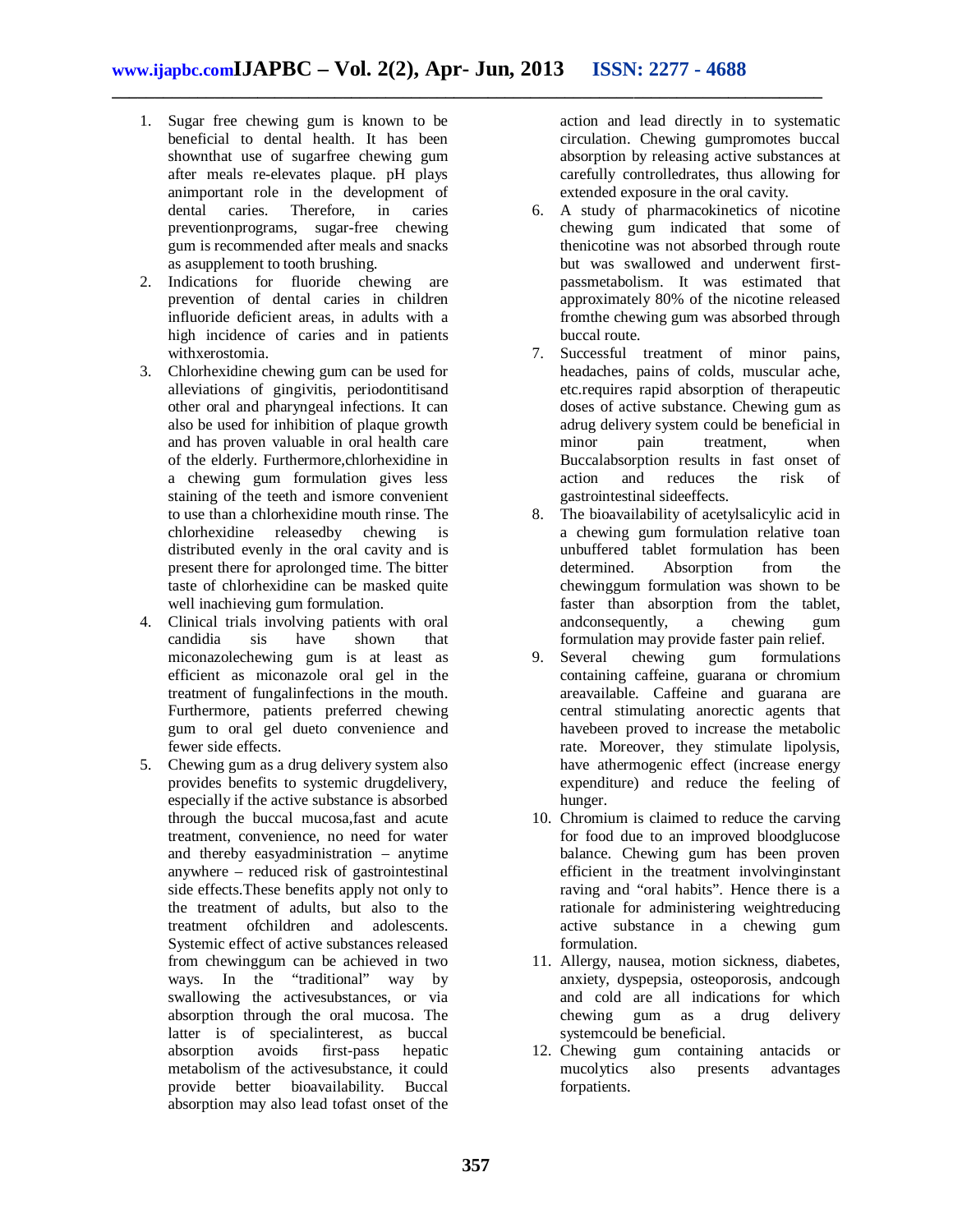1. Sugar free chewing gum is known to be beneficial to dental health. It has been shownthat use of sugarfree chewing gum after meals re-elevates plaque. pH plays animportant role in the development of dental caries. Therefore, in caries preventionprograms, sugar-free chewing gum is recommended after meals and snacks as asupplement to tooth brushing.
2. Indications for fluoride chewing are prevention of dental caries in children influoride deficient areas, in adults with a high incidence of caries and in patients withxerostomia.
3. Chlorhexidine chewing gum can be used for alleviations of gingivitis, periodontitisand other oral and pharyngeal infections. It can also be used for inhibition of plaque growth and has proven valuable in oral health care of the elderly. Furthermore,chlorhexidine in a chewing gum formulation gives less staining of the teeth and ismore convenient to use than a chlorhexidine mouth rinse. The chlorhexidine releasedby chewing is distributed evenly in the oral cavity and is present there for aprolonged time. The bitter taste of chlorhexidine can be masked quite well inachieving gum formulation.
4. Clinical trials involving patients with oral candidia sis have shown that miconazolechewing gum is at least as efficient as miconazole oral gel in the treatment of fungalinfections in the mouth. Furthermore, patients preferred chewing gum to oral gel dueto convenience and fewer side effects.
5. Chewing gum as a drug delivery system also provides benefits to systemic drugdelivery, especially if the active substance is absorbed through the buccal mucosa,fast and acute treatment, convenience, no need for water and thereby easyadministration – anytime anywhere – reduced risk of gastrointestinal side effects.These benefits apply not only to the treatment of adults, but also to the treatment ofchildren and adolescents. Systemic effect of active substances released from chewinggum can be achieved in two ways. In the "traditional" way by swallowing the activesubstances, or via absorption through the oral mucosa. The latter is of specialinterest, as buccal absorption avoids first-pass hepatic metabolism of the activesubstance, it could provide better bioavailability. Buccal absorption may also lead tofast onset of the action and lead directly in to systematic circulation. Chewing gumpromotes buccal absorption by releasing active substances at carefully controlledrates, thus allowing for extended exposure in the oral cavity.
6. A study of pharmacokinetics of nicotine chewing gum indicated that some of thenicotine was not absorbed through route but was swallowed and underwent first-passmetabolism. It was estimated that approximately 80% of the nicotine released fromthe chewing gum was absorbed through buccal route.
7. Successful treatment of minor pains, headaches, pains of colds, muscular ache, etc.requires rapid absorption of therapeutic doses of active substance. Chewing gum as adrug delivery system could be beneficial in minor pain treatment, when Buccalabsorption results in fast onset of action and reduces the risk of gastrointestinal sideeffects.
8. The bioavailability of acetylsalicylic acid in a chewing gum formulation relative toan unbuffered tablet formulation has been determined. Absorption from the chewinggum formulation was shown to be faster than absorption from the tablet, andconsequently, a chewing gum formulation may provide faster pain relief.
9. Several chewing gum formulations containing caffeine, guarana or chromium areavailable. Caffeine and guarana are central stimulating anorectic agents that havebeen proved to increase the metabolic rate. Moreover, they stimulate lipolysis, have athermogenic effect (increase energy expenditure) and reduce the feeling of hunger.
10. Chromium is claimed to reduce the carving for food due to an improved bloodglucose balance. Chewing gum has been proven efficient in the treatment involvinginstant raving and "oral habits". Hence there is a rationale for administering weightreducing active substance in a chewing gum formulation.
11. Allergy, nausea, motion sickness, diabetes, anxiety, dyspepsia, osteoporosis, andcough and cold are all indications for which chewing gum as a drug delivery systemcould be beneficial.
12. Chewing gum containing antacids or mucolytics also presents advantages forpatients.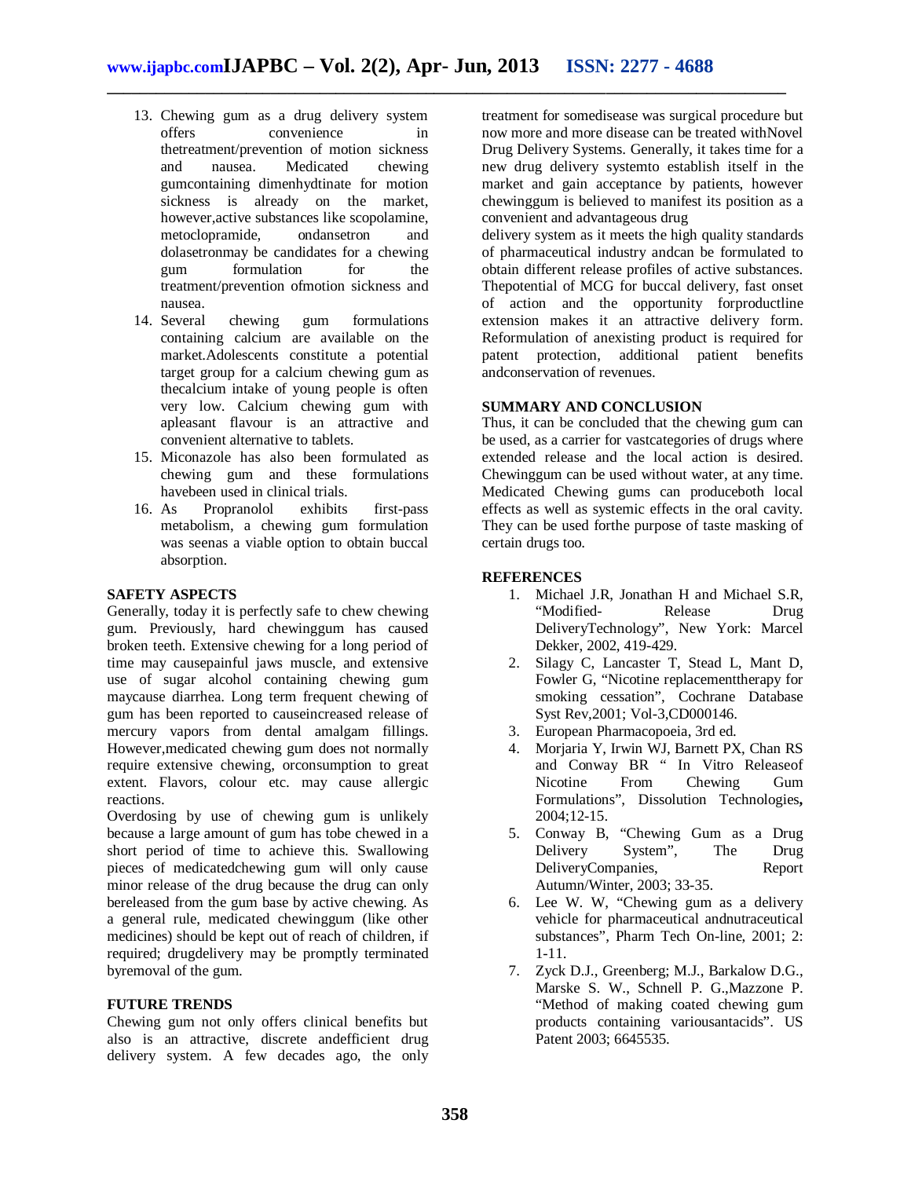13. Chewing gum as a drug delivery system offers convenience in thetreatment/prevention of motion sickness and nausea. Medicated chewing gumcontaining dimenhydtinate for motion sickness is already on the market, however,active substances like scopolamine, metoclopramide, ondansetron and dolasetronmay be candidates for a chewing gum formulation for the treatment/prevention ofmotion sickness and nausea.
14. Several chewing gum formulations containing calcium are available on the market.Adolescents constitute a potential target group for a calcium chewing gum as thecalcium intake of young people is often very low. Calcium chewing gum with apleasant flavour is an attractive and convenient alternative to tablets.
15. Miconazole has also been formulated as chewing gum and these formulations havebeen used in clinical trials.
16. As Propranolol exhibits first-pass metabolism, a chewing gum formulation was seenas a viable option to obtain buccal absorption.

**SAFETY ASPECTS**

Generally, today it is perfectly safe to chew chewing gum. Previously, hard chewinggum has caused broken teeth. Extensive chewing for a long period of time may causepainful jaws muscle, and extensive use of sugar alcohol containing chewing gum maycause diarrhea. Long term frequent chewing of gum has been reported to causeincreased release of mercury vapors from dental amalgam fillings. However,medicated chewing gum does not normally require extensive chewing, orconsumption to great extent. Flavors, colour etc. may cause allergic reactions.

Overdosing by use of chewing gum is unlikely because a large amount of gum has tobe chewed in a short period of time to achieve this. Swallowing pieces of medicatedchewing gum will only cause minor release of the drug because the drug can only bereleased from the gum base by active chewing. As a general rule, medicated chewinggum (like other medicines) should be kept out of reach of children, if required; drugdelivery may be promptly terminated byremoval of the gum.

**FUTURE TRENDS**

Chewing gum not only offers clinical benefits but also is an attractive, discrete andefficient drug delivery system. A few decades ago, the only treatment for somedisease was surgical procedure but now more and more disease can be treated withNovel Drug Delivery Systems. Generally, it takes time for a new drug delivery systemto establish itself in the market and gain acceptance by patients, however chewinggum is believed to manifest its position as a convenient and advantageous drug delivery system as it meets the high quality standards of pharmaceutical industry andcan be formulated to obtain different release profiles of active substances. Thepotential of MCG for buccal delivery, fast onset of action and the opportunity forproductline extension makes it an attractive delivery form. Reformulation of anexisting product is required for patent protection, additional patient benefits andconservation of revenues.

**SUMMARY AND CONCLUSION**

Thus, it can be concluded that the chewing gum can be used, as a carrier for vastcategories of drugs where extended release and the local action is desired. Chewinggum can be used without water, at any time. Medicated Chewing gums can produceboth local effects as well as systemic effects in the oral cavity. They can be used forthe purpose of taste masking of certain drugs too.

**REFERENCES**

1. Michael J.R, Jonathan H and Michael S.R, "Modified- Release Drug DeliveryTechnology", New York: Marcel Dekker, 2002, 419-429.
2. Silagy C, Lancaster T, Stead L, Mant D, Fowler G, "Nicotine replacementtherapy for smoking cessation", Cochrane Database Syst Rev,2001; Vol-3,CD000146.
3. European Pharmacopoeia, 3rd ed.
4. Morjaria Y, Irwin WJ, Barnett PX, Chan RS and Conway BR " In Vitro Releaseof Nicotine From Chewing Gum Formulations", Dissolution Technologies**,** 2004;12-15.
5. Conway B, "Chewing Gum as a Drug Delivery System", The Drug DeliveryCompanies, Report Autumn/Winter, 2003; 33-35.
6. Lee W. W, "Chewing gum as a delivery vehicle for pharmaceutical andnutraceutical substances", Pharm Tech On-line, 2001; 2: 1-11.
7. Zyck D.J., Greenberg; M.J., Barkalow D.G., Marske S. W., Schnell P. G.,Mazzone P. "Method of making coated chewing gum products containing variousantacids". US Patent 2003; 6645535.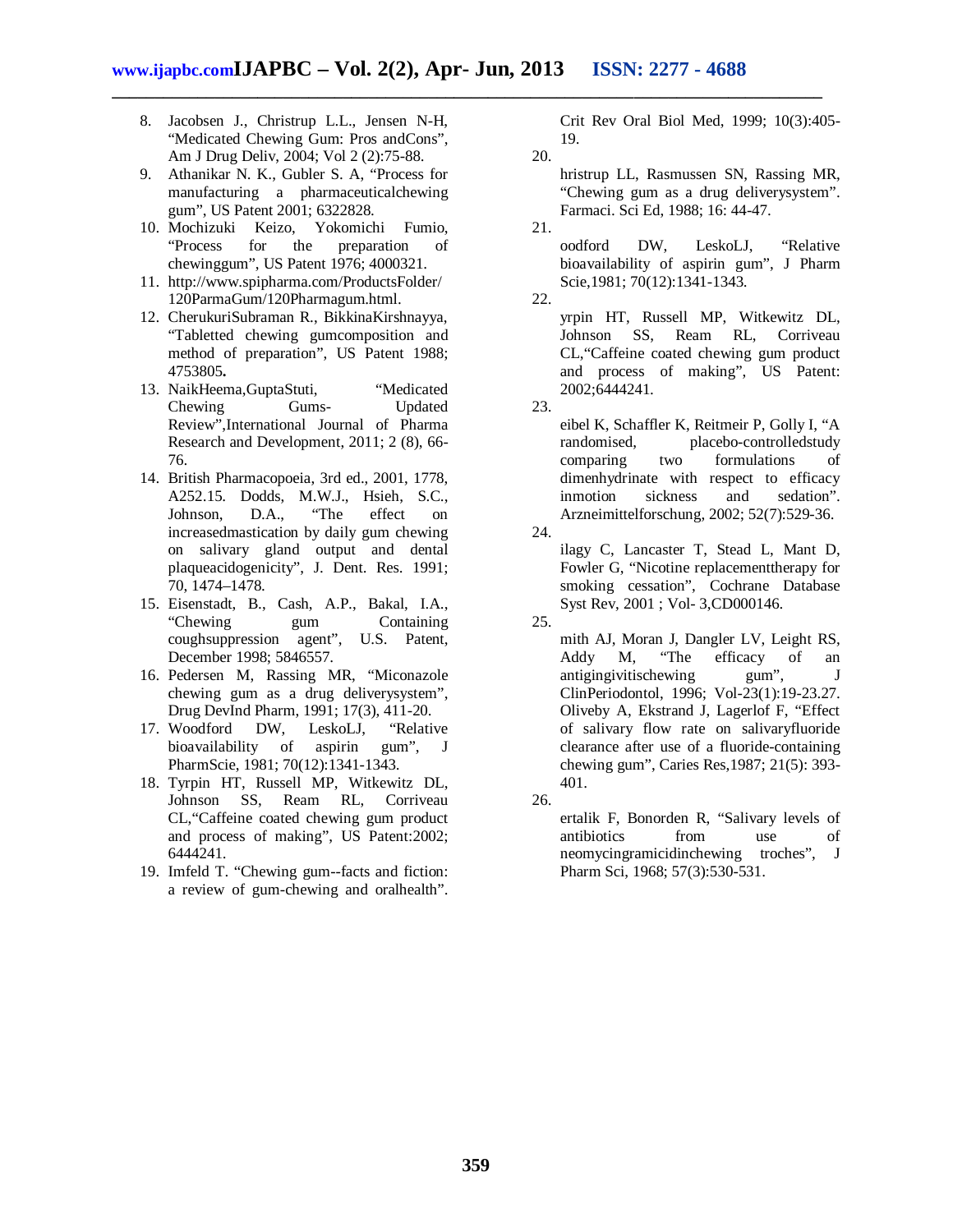8. Jacobsen J., Christrup L.L., Jensen N-H, “Medicated Chewing Gum: Pros andCons”, Am J Drug Deliv, 2004; Vol 2 (2):75-88.
9. Athanikar N. K., Gubler S. A, “Process for manufacturing a pharmaceuticalchewing gum”, US Patent 2001; 6322828.
10. Mochizuki Keizo, Yokomichi Fumio, “Process for the preparation of chewinggum”, US Patent 1976; 4000321.
11. http://www.spipharma.com/ProductsFolder/120ParmaGum/120Pharmagum.html.
12. CherukuriSubraman R., BikkinaKirshnayya, “Tabletted chewing gumcomposition and method of preparation”, US Patent 1988; 4753805**.**
13. NaikHeema,GuptaStuti, “Medicated Chewing Gums- Updated Review”,International Journal of Pharma Research and Development, 2011; 2 (8), 66-76.
14. British Pharmacopoeia, 3rd ed., 2001, 1778, A252.15. Dodds, M.W.J., Hsieh, S.C., Johnson, D.A., “The effect on increasedmastication by daily gum chewing on salivary gland output and dental plaqueacidogenicity”, J. Dent. Res. 1991; 70, 1474–1478.
15. Eisenstadt, B., Cash, A.P., Bakal, I.A., “Chewing gum Containing coughsuppression agent”, U.S. Patent, December 1998; 5846557.
16. Pedersen M, Rassing MR, “Miconazole chewing gum as a drug deliverysystem”, Drug DevInd Pharm, 1991; 17(3), 411-20.
17. Woodford DW, LeskoLJ, “Relative bioavailability of aspirin gum”, J PharmScie, 1981; 70(12):1341-1343.
18. Tyrpin HT, Russell MP, Witkewitz DL, Johnson SS, Ream RL, Corriveau CL,“Caffeine coated chewing gum product and process of making”, US Patent:2002; 6444241.
19. Imfeld T. “Chewing gum--facts and fiction: a review of gum-chewing and oralhealth”. Crit Rev Oral Biol Med, 1999; 10(3):405-19.
20. hristrup LL, Rasmussen SN, Rassing MR, “Chewing gum as a drug deliverysystem”. Farmaci. Sci Ed, 1988; 16: 44-47.
21. oodford DW, LeskoLJ, “Relative bioavailability of aspirin gum”, J Pharm Scie,1981; 70(12):1341-1343.
22. yrpin HT, Russell MP, Witkewitz DL, Johnson SS, Ream RL, Corriveau CL,“Caffeine coated chewing gum product and process of making”, US Patent: 2002;6444241.
23. eibel K, Schaffler K, Reitmeir P, Golly I, “A randomised, placebo-controlledstudy comparing two formulations of dimenhydrinate with respect to efficacy inmotion sickness and sedation”. Arzneimittelforschung, 2002; 52(7):529-36.
24. ilagy C, Lancaster T, Stead L, Mant D, Fowler G, “Nicotine replacementtherapy for smoking cessation”, Cochrane Database Syst Rev, 2001 ; Vol- 3,CD000146.
25. mith AJ, Moran J, Dangler LV, Leight RS, Addy M, “The efficacy of an antigingivitischewing gum”, J ClinPeriodontol, 1996; Vol-23(1):19-23.27. Oliveby A, Ekstrand J, Lagerlof F, “Effect of salivary flow rate on salivaryfluoride clearance after use of a fluoride-containing chewing gum”, Caries Res,1987; 21(5): 393-401.
26. ertalik F, Bonorden R, “Salivary levels of antibiotics from use of neomycingramicidinchewing troches”, J Pharm Sci, 1968; 57(3):530-531.